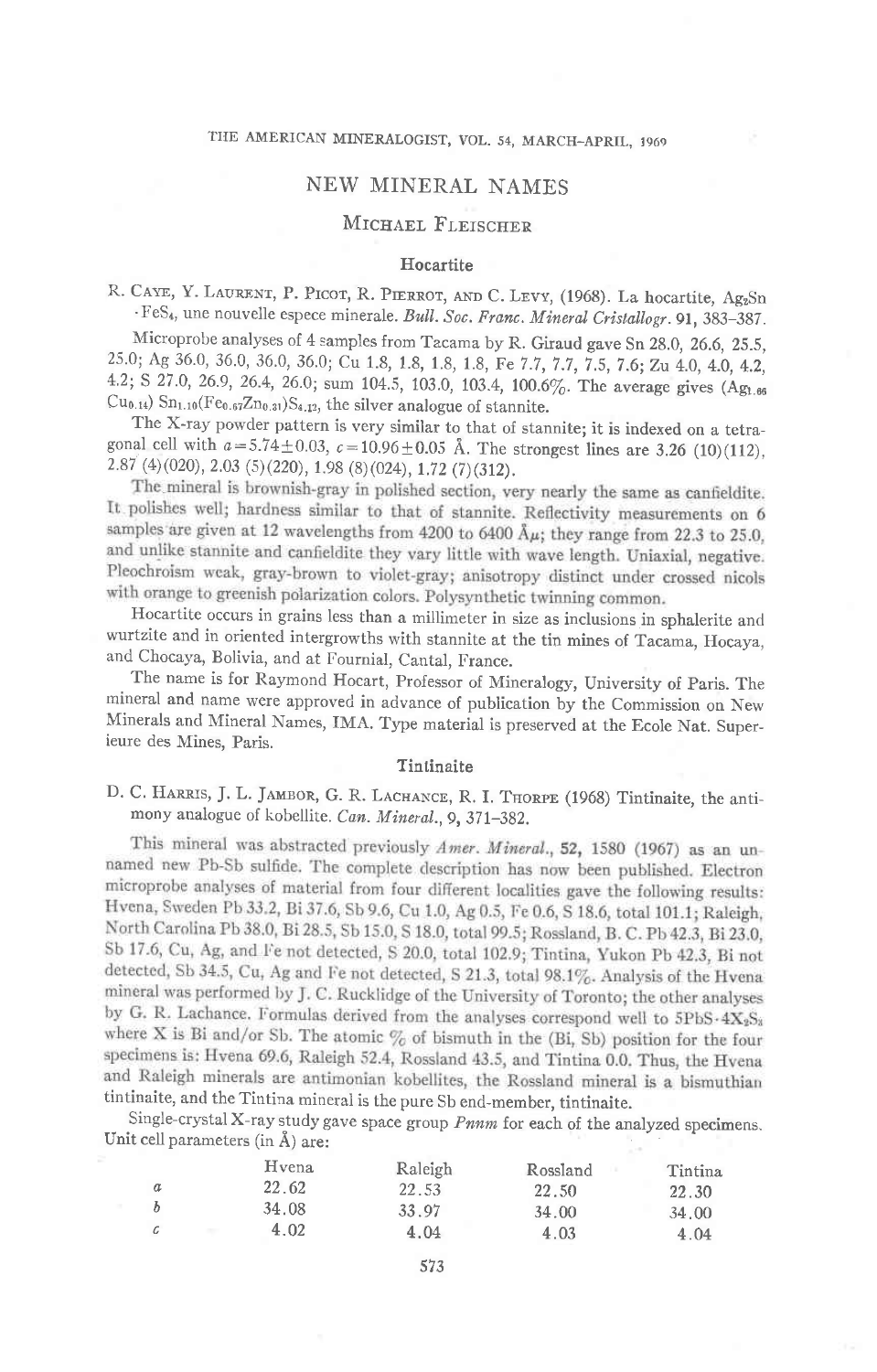# NEW MINERAL NAMES

## Michael Fleischer

### Hocartite

R. Caye, Y. Laurent, P. Picot, R. Pierrot, and C. Levy, (1968). La hocartite, $Ag_2Sn \cdot FeS_4$, une nouvelle espece minerale. *Bull. Soc. Franc. Mineral Cristallogr.* **91**, 383–387.

Microprobe analyses of 4 samples from Tacama by R. Giraud gave Sn 28.0, 26.6, 25.5, 25.0; Ag 36.0, 36.0, 36.0, 36.0; Cu 1.8, 1.8, 1.8, 1.8, Fe 7.7, 7.7, 7.5, 7.6; Zn 4.0, 4.0, 4.2, 4.2; S 27.0, 26.9, 26.4, 26.0; sum 104.5, 103.0, 103.4, 100.6%. The average gives $(Ag_{1.86}Cu_{0.14})\,Sn_{1.10}(Fe_{0.67}Zn_{0.31})S_{4.12}$, the silver analogue of stannite.

The X-ray powder pattern is very similar to that of stannite; it is indexed on a tetragonal cell with $a = 5.74 \pm 0.03$, $c = 10.96 \pm 0.05$ Å. The strongest lines are 3.26 (10)(112), 2.87 (4)(020), 2.03 (5)(220), 1.98 (8)(024), 1.72 (7)(312).

The mineral is brownish-gray in polished section, very nearly the same as canfieldite. It polishes well; hardness similar to that of stannite. Reflectivity measurements on 6 samples are given at 12 wavelengths from 4200 to 6400 Åμ; they range from 22.3 to 25.0, and unlike stannite and canfieldite they vary little with wave length. Uniaxial, negative. Pleochroism weak, gray-brown to violet-gray; anisotropy distinct under crossed nicols with orange to greenish polarization colors. Polysynthetic twinning common.

Hocartite occurs in grains less than a millimeter in size as inclusions in sphalerite and wurtzite and in oriented intergrowths with stannite at the tin mines of Tacama, Hocaya, and Chocaya, Bolivia, and at Fournial, Cantal, France.

The name is for Raymond Hocart, Professor of Mineralogy, University of Paris. The mineral and name were approved in advance of publication by the Commission on New Minerals and Mineral Names, IMA. Type material is preserved at the Ecole Nat. Superieure des Mines, Paris.

### Tintinaite

D. C. Harris, J. L. Jambor, G. R. Lachance, R. I. Thorpe (1968) Tintinaite, the antimony analogue of kobellite. *Can. Mineral.*, **9**, 371–382.

This mineral was abstracted previously *Amer. Mineral.*, **52**, 1580 (1967) as an unnamed new Pb-Sb sulfide. The complete description has now been published. Electron microprobe analyses of material from four different localities gave the following results: Hvena, Sweden Pb 33.2, Bi 37.6, Sb 9.6, Cu 1.0, Ag 0.5, Fe 0.6, S 18.6, total 101.1; Raleigh, North Carolina Pb 38.0, Bi 28.5, Sb 15.0, S 18.0, total 99.5; Rossland, B. C. Pb 42.3, Bi 23.0, Sb 17.6, Cu, Ag, and Fe not detected, S 20.0, total 102.9; Tintina, Yukon Pb 42.3, Bi not detected, Sb 34.5, Cu, Ag and Fe not detected, S 21.3, total 98.1%. Analysis of the Hvena mineral was performed by J. C. Rucklidge of the University of Toronto; the other analyses by G. R. Lachance. Formulas derived from the analyses correspond well to $5PbS \cdot 4X_2S_3$ where X is Bi and/or Sb. The atomic % of bismuth in the (Bi, Sb) position for the four specimens is: Hvena 69.6, Raleigh 52.4, Rossland 43.5, and Tintina 0.0. Thus, the Hvena and Raleigh minerals are antimonian kobellites, the Rossland mineral is a bismuthian tintinaite, and the Tintina mineral is the pure Sb end-member, tintinaite.

Single-crystal X-ray study gave space group *Pnnm* for each of the analyzed specimens. Unit cell parameters (in Å) are:

| | Hvena | Raleigh | Rossland | Tintina |
|---|---|---|---|---|
| *a* | 22.62 | 22.53 | 22.50 | 22.30 |
| *b* | 34.08 | 33.97 | 34.00 | 34.00 |
| *c* | 4.02 | 4.04 | 4.03 | 4.04 |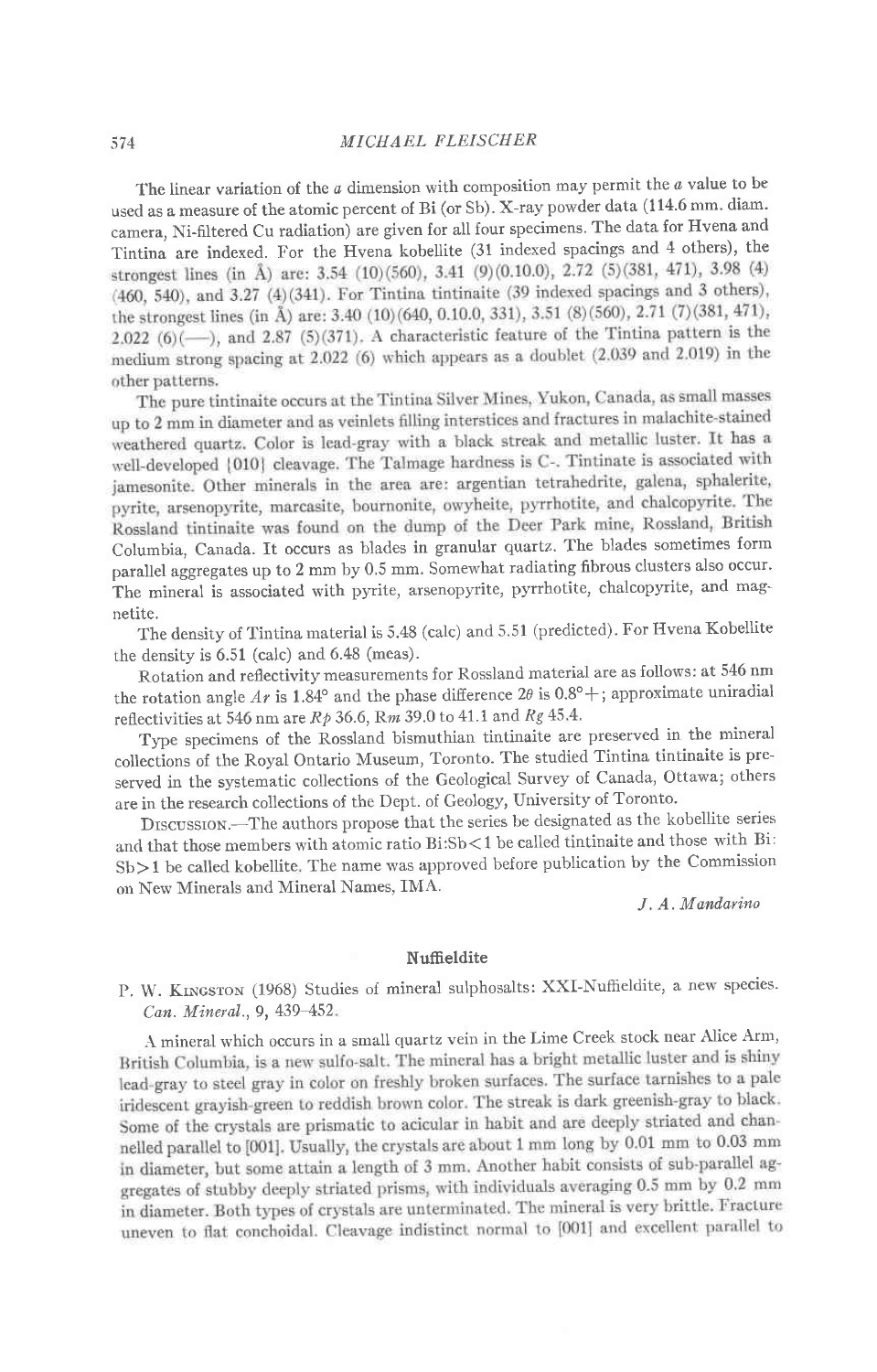The linear variation of the *a* dimension with composition may permit the *a* value to be used as a measure of the atomic percent of Bi (or Sb). X-ray powder data (114.6 mm. diam. camera, Ni-filtered Cu radiation) are given for all four specimens. The data for Hvena and Tintina are indexed. For the Hvena kobellite (31 indexed spacings and 4 others), the strongest lines (in Å) are: 3.54 (10)(560), 3.41 (9)(0.10.0), 2.72 (5)(381, 471), 3.98 (4)(460, 540), and 3.27 (4)(341). For Tintina tintinaite (39 indexed spacings and 3 others), the strongest lines (in Å) are: 3.40 (10)(640, 0.10.0, 331), 3.51 (8)(560), 2.71 (7)(381, 471), 2.022 (6)(—), and 2.87 (5)(371). A characteristic feature of the Tintina pattern is the medium strong spacing at 2.022 (6) which appears as a doublet (2.039 and 2.019) in the other patterns.

The pure tintinaite occurs at the Tintina Silver Mines, Yukon, Canada, as small masses up to 2 mm in diameter and as veinlets filling interstices and fractures in malachite-stained weathered quartz. Color is lead-gray with a black streak and metallic luster. It has a well-developed {010} cleavage. The Talmage hardness is C-. Tintinate is associated with jamesonite. Other minerals in the area are: argentian tetrahedrite, galena, sphalerite, pyrite, arsenopyrite, marcasite, bournonite, owyheite, pyrrhotite, and chalcopyrite. The Rossland tintinaite was found on the dump of the Deer Park mine, Rossland, British Columbia, Canada. It occurs as blades in granular quartz. The blades sometimes form parallel aggregates up to 2 mm by 0.5 mm. Somewhat radiating fibrous clusters also occur. The mineral is associated with pyrite, arsenopyrite, pyrrhotite, chalcopyrite, and magnetite.

The density of Tintina material is 5.48 (calc) and 5.51 (predicted). For Hvena Kobellite the density is 6.51 (calc) and 6.48 (meas).

Rotation and reflectivity measurements for Rossland material are as follows: at 546 nm the rotation angle $A_r$ is 1.84° and the phase difference $2\theta$ is 0.8°+; approximate uniradial reflectivities at 546 nm are $R_p$ 36.6, $R_m$ 39.0 to 41.1 and $R_g$ 45.4.

Type specimens of the Rossland bismuthian tintinaite are preserved in the mineral collections of the Royal Ontario Museum, Toronto. The studied Tintina tintinaite is preserved in the systematic collections of the Geological Survey of Canada, Ottawa; others are in the research collections of the Dept. of Geology, University of Toronto.

Discussion.—The authors propose that the series be designated as the kobellite series and that those members with atomic ratio Bi:Sb<1 be called tintinaite and those with Bi:Sb>1 be called kobellite. The name was approved before publication by the Commission on New Minerals and Mineral Names, IMA.

*J. A. Mandarino*

## Nuffieldite

P. W. Kingston (1968) Studies of mineral sulphosalts: XXI-Nuffieldite, a new species. *Can. Mineral.*, 9, 439–452.

A mineral which occurs in a small quartz vein in the Lime Creek stock near Alice Arm, British Columbia, is a new sulfo-salt. The mineral has a bright metallic luster and is shiny lead-gray to steel gray in color on freshly broken surfaces. The surface tarnishes to a pale iridescent grayish-green to reddish brown color. The streak is dark greenish-gray to black. Some of the crystals are prismatic to acicular in habit and are deeply striated and channelled parallel to [001]. Usually, the crystals are about 1 mm long by 0.01 mm to 0.03 mm in diameter, but some attain a length of 3 mm. Another habit consists of sub-parallel aggregates of stubby deeply striated prisms, with individuals averaging 0.5 mm by 0.2 mm in diameter. Both types of crystals are unterminated. The mineral is very brittle. Fracture uneven to flat conchoidal. Cleavage indistinct normal to [001] and excellent parallel to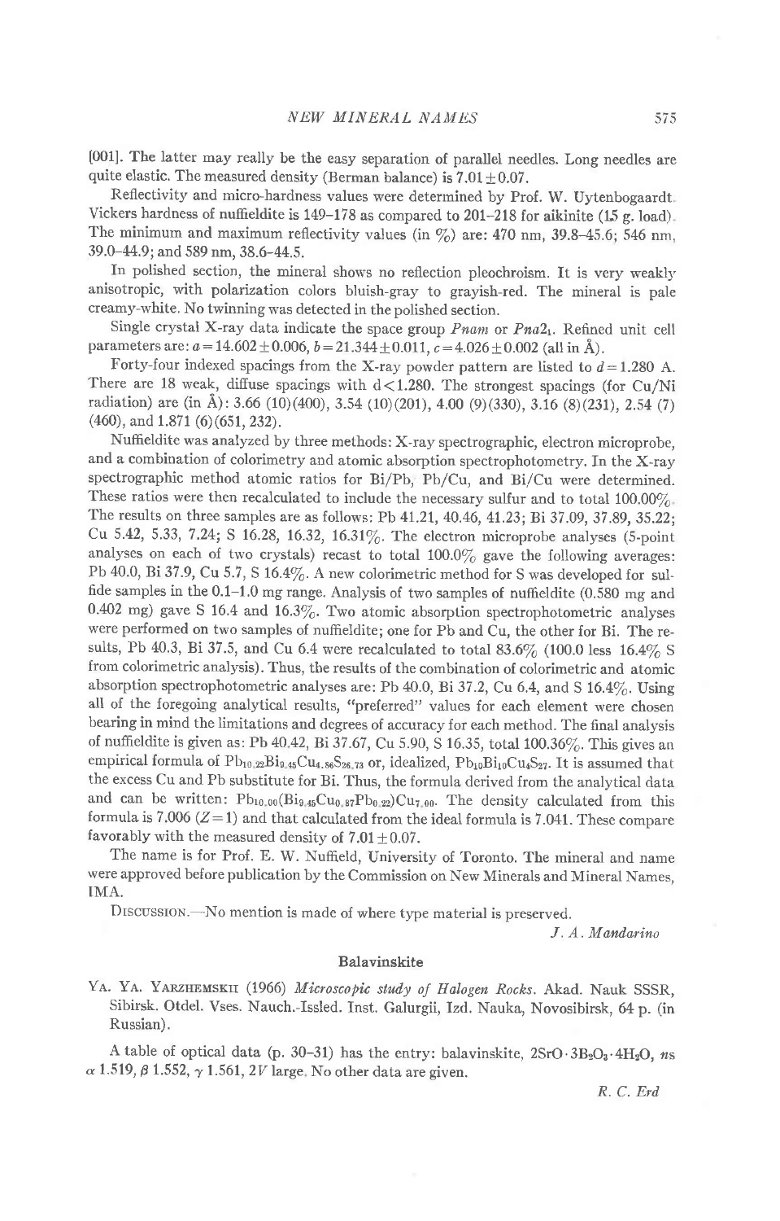[001]. The latter may really be the easy separation of parallel needles. Long needles are quite elastic. The measured density (Berman balance) is $7.01 \pm 0.07$.

Reflectivity and micro-hardness values were determined by Prof. W. Uytenbogaardt. Vickers hardness of nuffieldite is 149–178 as compared to 201–218 for aikinite (15 g. load). The minimum and maximum reflectivity values (in %) are: 470 nm, 39.8–45.6; 546 nm, 39.0–44.9; and 589 nm, 38.6–44.5.

In polished section, the mineral shows no reflection pleochroism. It is very weakly anisotropic, with polarization colors bluish-gray to grayish-red. The mineral is pale creamy-white. No twinning was detected in the polished section.

Single crystal X-ray data indicate the space group *Pnam* or $Pna2_1$. Refined unit cell parameters are: $a = 14.602 \pm 0.006$, $b = 21.344 \pm 0.011$, $c = 4.026 \pm 0.002$ (all in Å).

Forty-four indexed spacings from the X-ray powder pattern are listed to $d = 1.280$ A. There are 18 weak, diffuse spacings with $d < 1.280$. The strongest spacings (for Cu/Ni radiation) are (in Å): 3.66 (10)(400), 3.54 (10)(201), 4.00 (9)(330), 3.16 (8)(231), 2.54 (7)(460), and 1.871 (6)(651, 232).

Nuffieldite was analyzed by three methods: X-ray spectrographic, electron microprobe, and a combination of colorimetry and atomic absorption spectrophotometry. In the X-ray spectrographic method atomic ratios for Bi/Pb, Pb/Cu, and Bi/Cu were determined. These ratios were then recalculated to include the necessary sulfur and to total 100.00%. The results on three samples are as follows: Pb 41.21, 40.46, 41.23; Bi 37.09, 37.89, 35.22; Cu 5.42, 5.33, 7.24; S 16.28, 16.32, 16.31%. The electron microprobe analyses (5-point analyses on each of two crystals) recast to total 100.0% gave the following averages: Pb 40.0, Bi 37.9, Cu 5.7, S 16.4%. A new colorimetric method for S was developed for sulfide samples in the 0.1–1.0 mg range. Analysis of two samples of nuffieldite (0.580 mg and 0.402 mg) gave S 16.4 and 16.3%. Two atomic absorption spectrophotometric analyses were performed on two samples of nuffieldite; one for Pb and Cu, the other for Bi. The results, Pb 40.3, Bi 37.5, and Cu 6.4 were recalculated to total 83.6% (100.0 less 16.4% S from colorimetric analysis). Thus, the results of the combination of colorimetric and atomic absorption spectrophotometric analyses are: Pb 40.0, Bi 37.2, Cu 6.4, and S 16.4%. Using all of the foregoing analytical results, "preferred" values for each element were chosen bearing in mind the limitations and degrees of accuracy for each method. The final analysis of nuffieldite is given as: Pb 40.42, Bi 37.67, Cu 5.90, S 16.35, total 100.36%. This gives an empirical formula of $Pb_{10.22}Bi_{9.45}Cu_{4.86}S_{26.73}$ or, idealized, $Pb_{10}Bi_{10}Cu_4S_{27}$. It is assumed that the excess Cu and Pb substitute for Bi. Thus, the formula derived from the analytical data and can be written: $Pb_{10.00}(Bi_{9.45}Cu_{0.87}Pb_{0.22})Cu_{7.00}$. The density calculated from this formula is 7.006 ($Z = 1$) and that calculated from the ideal formula is 7.041. These compare favorably with the measured density of $7.01 \pm 0.07$.

The name is for Prof. E. W. Nuffield, University of Toronto. The mineral and name were approved before publication by the Commission on New Minerals and Mineral Names, IMA.

Discussion.—No mention is made of where type material is preserved.

*J. A. Mandarino*

## Balavinskite

Ya. Ya. Yarzhemskii (1966) *Microscopic study of Halogen Rocks*. Akad. Nauk SSSR, Sibirsk. Otdel. Vses. Nauch.-Issled. Inst. Galurgii, Izd. Nauka, Novosibirsk, 64 p. (in Russian).

A table of optical data (p. 30–31) has the entry: balavinskite, $2SrO \cdot 3B_2O_3 \cdot 4H_2O$, ns $\alpha$ 1.519, $\beta$ 1.552, $\gamma$ 1.561, 2V large. No other data are given.

*R. C. Erd*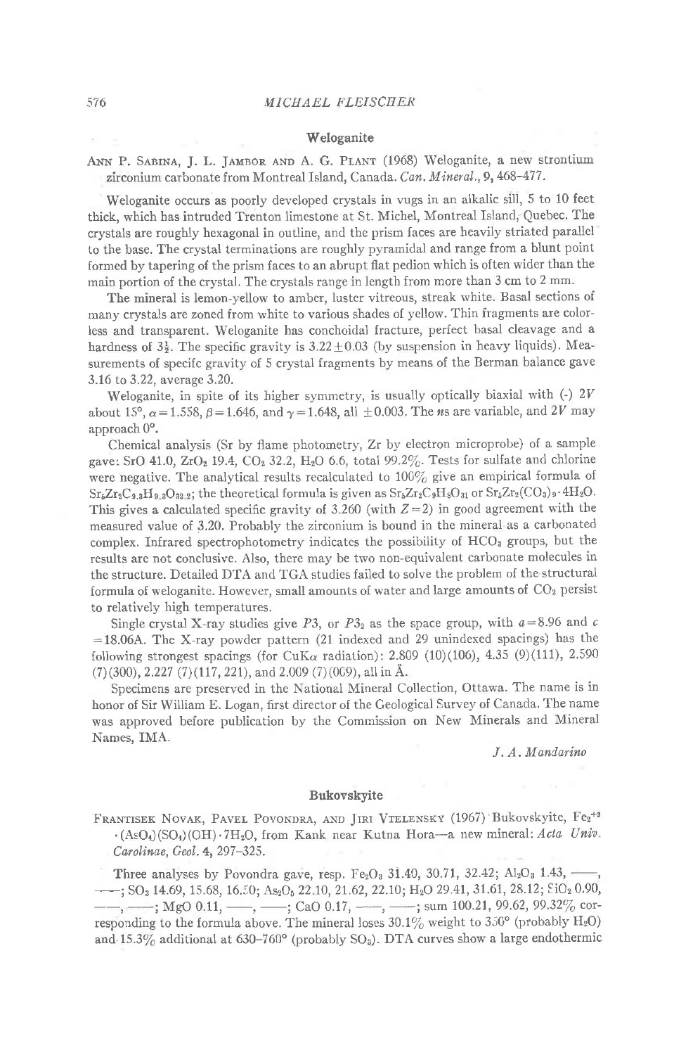## Weloganite

Ann P. Sabina, J. L. Jambor and A. G. Plant (1968) Weloganite, a new strontium zirconium carbonate from Montreal Island, Canada. *Can. Mineral.*, 9, 468–477.

Weloganite occurs as poorly developed crystals in vugs in an alkalic sill, 5 to 10 feet thick, which has intruded Trenton limestone at St. Michel, Montreal Island, Quebec. The crystals are roughly hexagonal in outline, and the prism faces are heavily striated parallel to the base. The crystal terminations are roughly pyramidal and range from a blunt point formed by tapering of the prism faces to an abrupt flat pedion which is often wider than the main portion of the crystal. The crystals range in length from more than 3 cm to 2 mm.

The mineral is lemon-yellow to amber, luster vitreous, streak white. Basal sections of many crystals are zoned from white to various shades of yellow. Thin fragments are colorless and transparent. Weloganite has conchoidal fracture, perfect basal cleavage and a hardness of $3\frac{1}{2}$. The specific gravity is $3.22 \pm 0.03$ (by suspension in heavy liquids). Measurements of specifc gravity of 5 crystal fragments by means of the Berman balance gave 3.16 to 3.22, average 3.20.

Weloganite, in spite of its higher symmetry, is usually optically biaxial with (-) $2V$ about 15°, $\alpha = 1.558$, $\beta = 1.646$, and $\gamma = 1.648$, all $\pm 0.003$. The *ns* are variable, and $2V$ may approach 0°.

Chemical analysis (Sr by flame photometry, Zr by electron microprobe) of a sample gave: SrO 41.0, $ZrO_2$ 19.4, $CO_2$ 32.2, $H_2O$ 6.6, total 99.2%. Tests for sulfate and chlorine were negative. The analytical results recalculated to 100% give an empirical formula of $Sr_5Zr_2C_{9.3}H_{9.3}O_{32.2}$; the theoretical formula is given as $Sr_5Zr_2C_9H_8O_{31}$ or $Sr_5Zr_2(CO_3)_9 \cdot 4H_2O$. This gives a calculated specific gravity of 3.260 (with $Z = 2$) in good agreement with the measured value of 3.20. Probably the zirconium is bound in the mineral as a carbonated complex. Infrared spectrophotometry indicates the possibility of $HCO_3$ groups, but the results are not conclusive. Also, there may be two non-equivalent carbonate molecules in the structure. Detailed DTA and TGA studies failed to solve the problem of the structural formula of weloganite. However, small amounts of water and large amounts of $CO_2$ persist to relatively high temperatures.

Single crystal X-ray studies give $P3_1$ or $P3_2$ as the space group, with $a = 8.96$ and $c = 18.06$Å. The X-ray powder pattern (21 indexed and 29 unindexed spacings) has the following strongest spacings (for CuK$\alpha$ radiation): 2.809 (10)(106), 4.35 (9)(111), 2.590 (7)(300), 2.227 (7)(117, 221), and 2.009 (7)(009), all in Å.

Specimens are preserved in the National Mineral Collection, Ottawa. The name is in honor of Sir William E. Logan, first director of the Geological Survey of Canada. The name was approved before publication by the Commission on New Minerals and Mineral Names, IMA.

*J. A. Mandarino*

## Bukovskyite

Frantisek Novak, Pavel Povondra, and Jiri Vtelensky (1967) Bukovskyite, $Fe_2^{+3} \cdot (AsO_4)(SO_4)(OH) \cdot 7H_2O$, from Kank near Kutna Hora—a new mineral: *Acta Univ. Carolinae, Geol.* 4, 297–325.

Three analyses by Povondra gave, resp. $Fe_2O_3$ 31.40, 30.71, 32.42; $Al_2O_3$ 1.43, —, —; $SO_3$ 14.69, 15.68, 16.50; $As_2O_5$ 22.10, 21.62, 22.10; $H_2O$ 29.41, 31.61, 28.12; $SiO_2$ 0.90, —, —; MgO 0.11, —, —; CaO 0.17, —, —; sum 100.21, 99.62, 99.32% corresponding to the formula above. The mineral loses 30.1% weight to 350° (probably $H_2O$) and 15.3% additional at 630–760° (probably $SO_3$). DTA curves show a large endothermic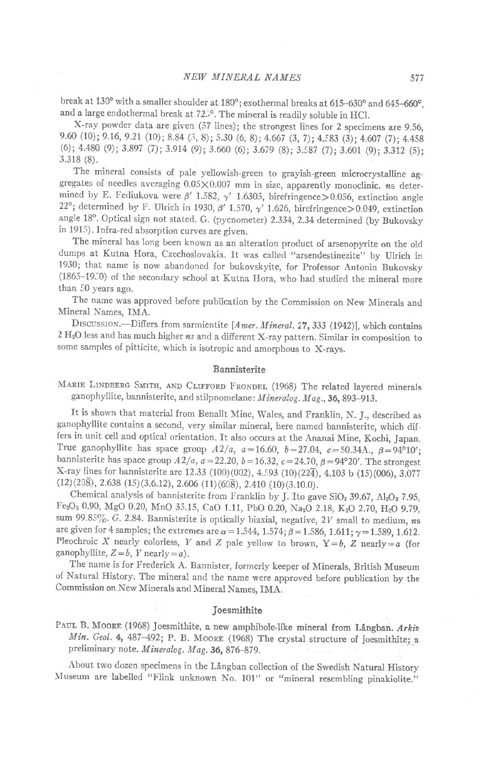break at 130° with a smaller shoulder at 180°; exothermal breaks at 615–630° and 645–660°, and a large endothermal break at 725°. The mineral is readily soluble in HCl.

X-ray powder data are given (57 lines); the strongest lines for 2 specimens are 9.56, 9.60 (10); 9.16, 9.21 (10); 8.84 (5, 8); 5.30 (6, 8); 4.667 (3, 7); 4.583 (3); 4.607 (7); 4.458 (6); 4.480 (9); 3.897 (7); 3.914 (9); 3.660 (6); 3.679 (8); 3.587 (7); 3.601 (9); 3.312 (5); 3.318 (8).

The mineral consists of pale yellowish-green to grayish-green microcrystalline aggregates of needles averaging 0.05×0.007 mm in size, apparently monoclinic. *ns* determined by E. Fediukova were $\beta'$ 1.582, $\gamma'$ 1.6305, birefringence>0.056, extinction angle 22°; determined by F. Ulrich in 1930, $\beta'$ 1.570, $\gamma'$ 1.626, birefringence>0.049, extinction angle 18°. Optical sign not stated. G. (pycnometer) 2.334, 2.34 determined (by Bukovsky in 1915). Infra-red absorption curves are given.

The mineral has long been known as an alteration product of arsenopyrite on the old dumps at Kutna Hora, Czechoslovakia. It was called "arsendestinezite" by Ulrich in 1930; that name is now abandoned for bukovskyite, for Professor Antonin Bukovsky (1865–1950) of the secondary school at Kutna Hora, who had studied the mineral more than 50 years ago.

The name was approved before publication by the Commission on New Minerals and Mineral Names, IMA.

DISCUSSION.—Differs from sarmientite [*Amer. Mineral.* 27, 333 (1942)], which contains 2 $H_2O$ less and has much higher *ns* and a different X-ray pattern. Similar in composition to some samples of pitticite, which is isotropic and amorphous to X-rays.

## Bannisterite

MARIE LINDBERG SMITH, AND CLIFFORD FRONDEL (1968) The related layered minerals ganophyllite, bannisterite, and stilpnomelane: *Mineralog. Mag.*, **36**, 893–913.

It is shown that material from Benallt Mine, Wales, and Franklin, N. J., described as ganophyllite contains a second, very similar mineral, here named bannisterite, which differs in unit cell and optical orientation. It also occurs at the Ananai Mine, Kochi, Japan. True ganophyllite has space group $A2/a$, $a=16.60$, $b=27.04$, $c=50.34$A., $\beta=94°10'$; bannisterite has space group $A2/a$, $a=22.20$, $b=16.32$, $c=24.70$, $\beta=94°20'$. The strongest X-ray lines for bannisterite are 12.33 (100)(002), 4.593 (10)($22\bar{4}$), 4.103 b (15)(006), 3.077 (12)($20\bar{8}$), 2.638 (15)(3.6.12), 2.606 (11)($60\bar{8}$), 2.410 (10)(3.10.0).

Chemical analysis of bannisterite from Franklin by J. Ito gave $SiO_2$ 39.67, $Al_2O_3$ 7.95, $Fe_2O_3$ 0.90, MgO 0.20, MnO 35.15, CaO 1.11, PbO 0.20, $Na_2O$ 2.18, $K_2O$ 2.70, $H_2O$ 9.79, sum 99.85%. *G.* 2.84. Bannisterite is optically biaxial, negative, $2V$ small to medium, *ns* are given for 4 samples; the extremes are $\alpha=1.544$, 1.574; $\beta=1.586$, 1.611; $\gamma=1.589$, 1.612. Pleochroic $X$ nearly colorless, $Y$ and $Z$ pale yellow to brown, $Y=b$, $Z$ nearly$=a$ (for ganophyllite, $Z=b$, $Y$ nearly$=a$).

The name is for Frederick A. Bannister, formerly keeper of Minerals, British Museum of Natural History. The mineral and the name were approved before publication by the Commission on New Minerals and Mineral Names, IMA.

## Joesmithite

PAUL B. MOORE (1968) Joesmithite, a new amphibole-like mineral from Långban. *Arkiv Min. Geol.* **4**, 487–492; P. B. MOORE (1968) The crystal structure of joesmithite; a preliminary note. *Mineralog. Mag.* **36**, 876–879.

About two dozen specimens in the Långban collection of the Swedish Natural History Museum are labelled "Flink unknown No. 101" or "mineral resembling pinakiolite."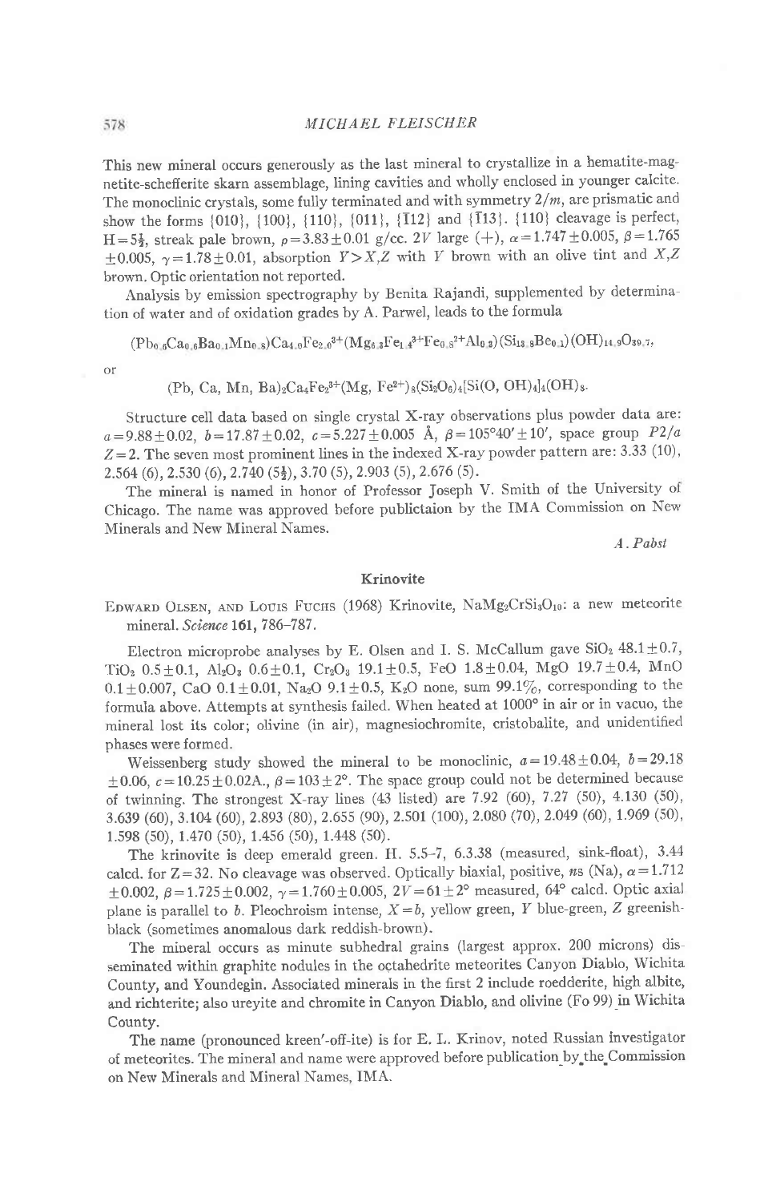This new mineral occurs generously as the last mineral to crystallize in a hematite-magnetite-schefferite skarn assemblage, lining cavities and wholly enclosed in younger calcite. The monoclinic crystals, some fully terminated and with symmetry $2/m$, are prismatic and show the forms {010}, {100}, {110}, {011}, {$\bar{1}$12} and {$\bar{1}$13}. {110} cleavage is perfect, $H=5\frac{1}{2}$, streak pale brown, $\rho=3.83\pm0.01$ g/cc. $2V$ large (+), $\alpha=1.747\pm0.005$, $\beta=1.765\pm0.005$, $\gamma=1.78\pm0.01$, absorption $Y>X,Z$ with $Y$ brown with an olive tint and $X,Z$ brown. Optic orientation not reported.

Analysis by emission spectrography by Benita Rajandi, supplemented by determination of water and of oxidation grades by A. Parwel, leads to the formula

$$(Pb_{0.6}Ca_{0.6}Ba_{0.1}Mn_{0.8})Ca_{4.0}Fe_{2.0}^{3+}(Mg_{6.3}Fe_{1.4}^{3+}Fe_{0.5}^{2+}Al_{0.2})(Si_{13.8}Be_{0.1})(OH)_{14.9}O_{39.7},$$

or

$$(Pb, Ca, Mn, Ba)_2Ca_4Fe_2^{3+}(Mg, Fe^{2+})_8(Si_2O_6)_4[Si(O, OH)_4]_4(OH)_8.$$

Structure cell data based on single crystal X-ray observations plus powder data are: $a=9.88\pm0.02$, $b=17.87\pm0.02$, $c=5.227\pm0.005$ Å, $\beta=105°40'\pm10'$, space group $P2/a$ $Z=2$. The seven most prominent lines in the indexed X-ray powder pattern are: 3.33 (10), 2.564 (6), 2.530 (6), 2.740 (5½), 3.70 (5), 2.903 (5), 2.676 (5).

The mineral is named in honor of Professor Joseph V. Smith of the University of Chicago. The name was approved before publictaion by the IMA Commission on New Minerals and New Mineral Names.

*A. Pabst*

## Krinovite

Edward Olsen, and Louis Fuchs (1968) Krinovite, $NaMg_2CrSi_3O_{10}$: a new meteorite mineral. *Science* **161**, 786–787.

Electron microprobe analyses by E. Olsen and I. S. McCallum gave $SiO_2$ 48.1±0.7, $TiO_2$ 0.5±0.1, $Al_2O_3$ 0.6±0.1, $Cr_2O_3$ 19.1±0.5, FeO 1.8±0.04, MgO 19.7±0.4, MnO 0.1±0.007, CaO 0.1±0.01, $Na_2O$ 9.1±0.5, $K_2O$ none, sum 99.1%, corresponding to the formula above. Attempts at synthesis failed. When heated at 1000° in air or in vacuo, the mineral lost its color; olivine (in air), magnesiochromite, cristobalite, and unidentified phases were formed.

Weissenberg study showed the mineral to be monoclinic, $a=19.48\pm0.04$, $b=29.18\pm0.06$, $c=10.25\pm0.02$A., $\beta=103\pm2°$. The space group could not be determined because of twinning. The strongest X-ray lines (43 listed) are 7.92 (60), 7.27 (50), 4.130 (50), 3.639 (60), 3.104 (60), 2.893 (80), 2.655 (90), 2.501 (100), 2.080 (70), 2.049 (60), 1.969 (50), 1.598 (50), 1.470 (50), 1.456 (50), 1.448 (50).

The krinovite is deep emerald green. H. 5.5–7, 6.3.38 (measured, sink-float), 3.44 calcd. for $Z=32$. No cleavage was observed. Optically biaxial, positive, *ns* (Na), $\alpha=1.712\pm0.002$, $\beta=1.725\pm0.002$, $\gamma=1.760\pm0.005$, $2V=61\pm2°$ measured, 64° calcd. Optic axial plane is parallel to *b*. Pleochroism intense, $X=b$, yellow green, $Y$ blue-green, $Z$ greenish-black (sometimes anomalous dark reddish-brown).

The mineral occurs as minute subhedral grains (largest approx. 200 microns) disseminated within graphite nodules in the octahedrite meteorites Canyon Diablo, Wichita County, and Youndegin. Associated minerals in the first 2 include roedderite, high albite, and richterite; also ureyite and chromite in Canyon Diablo, and olivine (Fo 99) in Wichita County.

The name (pronounced kreen'-off-ite) is for E. L. Krinov, noted Russian investigator of meteorites. The mineral and name were approved before publication by the Commission on New Minerals and Mineral Names, IMA.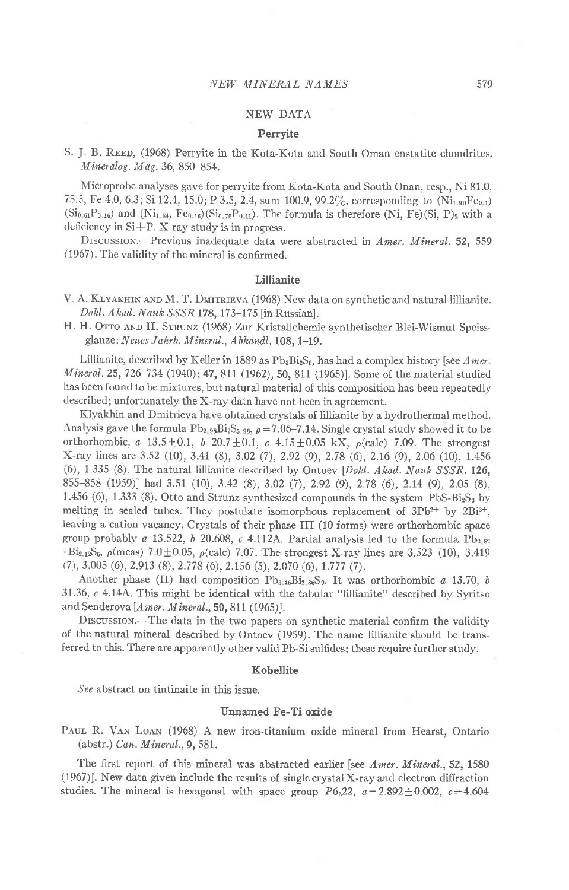## NEW DATA

### Perryite

S. J. B. Reed, (1968) Perryite in the Kota-Kota and South Oman enstatite chondrites. *Mineralog. Mag.* 36, 850–854.

Microprobe analyses gave for perryite from Kota-Kota and South Onan, resp., Ni 81.0, 75.5, Fe 4.0, 6.3; Si 12.4, 15.0; P 3.5, 2.4, sum 100.9, 99.2%, corresponding to $(Ni_{1.90}Fe_{0.1})(Si_{0.61}P_{0.16})$ and $(Ni_{1.84}, Fe_{0.16})(Si_{0.76}P_{0.11})$. The formula is therefore $(Ni, Fe)(Si, P)_2$ with a deficiency in Si+P. X-ray study is in progress.

Discussion.—Previous inadequate data were abstracted in *Amer. Mineral.* **52**, 559 (1967). The validity of the mineral is confirmed.

### Lillianite

V. A. Klyakhin and M. T. Dmitrieva (1968) New data on synthetic and natural lillianite. *Dokl. Akad. Nauk SSSR* **178**, 173–175 [in Russian].

H. H. Otto and H. Strunz (1968) Zur Kristallchemie synthetischer Blei-Wismut Speissglanze: *Neues Jahrb. Mineral., Abhandl.* **108**, 1–19.

Lillianite, described by Keller in 1889 as $Pb_3Bi_2S_6$, has had a complex history [see *Amer. Mineral.* **25**, 726–734 (1940); **47**, 811 (1962), **50**, 811 (1965)]. Some of the material studied has been found to be mixtures, but natural material of this composition has been repeatedly described; unfortunately the X-ray data have not been in agreement.

Klyakhin and Dmitrieva have obtained crystals of lillianite by a hydrothermal method. Analysis gave the formula $Pb_{2.98}Bi_2S_{5.98}$, $\rho = 7.06$–$7.14$. Single crystal study showed it to be orthorhombic, $a$ 13.5±0.1, $b$ 20.7±0.1, $c$ 4.15±0.05 kX, $\rho$(calc) 7.09. The strongest X-ray lines are 3.52 (10), 3.41 (8), 3.02 (7), 2.92 (9), 2.78 (6), 2.16 (9), 2.06 (10), 1.456 (6), 1.335 (8). The natural lillianite described by Ontoev [*Dokl. Akad. Nauk SSSR*, **126**, 855–858 (1959)] had 3.51 (10), 3.42 (8), 3.02 (7), 2.92 (9), 2.78 (6), 2.14 (9), 2.05 (8), 1.456 (6), 1.333 (8). Otto and Strunz synthesized compounds in the system $PbS$-$Bi_2S_3$ by melting in sealed tubes. They postulate isomorphous replacement of $3Pb^{2+}$ by $2Bi^{3+}$, leaving a cation vacancy. Crystals of their phase III (10 forms) were orthorhombic space group probably $a$ 13.522, $b$ 20.608, $c$ 4.112A. Partial analysis led to the formula $Pb_{2.82}\cdot Bi_{2.12}S_6$, $\rho$(meas) 7.0±0.05, $\rho$(calc) 7.07. The strongest X-ray lines are 3.523 (10), 3.419 (7), 3.005 (6), 2.913 (8), 2.778 (6), 2.156 (5), 2.070 (6), 1.777 (7).

Another phase (II) had composition $Pb_{5.46}Bi_{2.36}S_9$. It was orthorhombic $a$ 13.70, $b$ 31.36, $c$ 4.14A. This might be identical with the tabular "lillianite" described by Syritso and Senderova [*Amer. Mineral.*, **50**, 811 (1965)].

Discussion.—The data in the two papers on synthetic material confirm the validity of the natural mineral described by Ontoev (1959). The name lillianite should be transferred to this. There are apparently other valid Pb-Si sulfides; these require further study.

### Kobellite

*See* abstract on tintinaite in this issue.

### Unnamed Fe-Ti oxide

Paul R. Van Loan (1968) A new iron-titanium oxide mineral from Hearst, Ontario (abstr.) *Can. Mineral.*, **9**, 581.

The first report of this mineral was abstracted earlier [see *Amer. Mineral.*, **52**, 1580 (1967)]. New data given include the results of single crystal X-ray and electron diffraction studies. The mineral is hexagonal with space group $P6_322$, $a = 2.892 \pm 0.002$, $c = 4.604$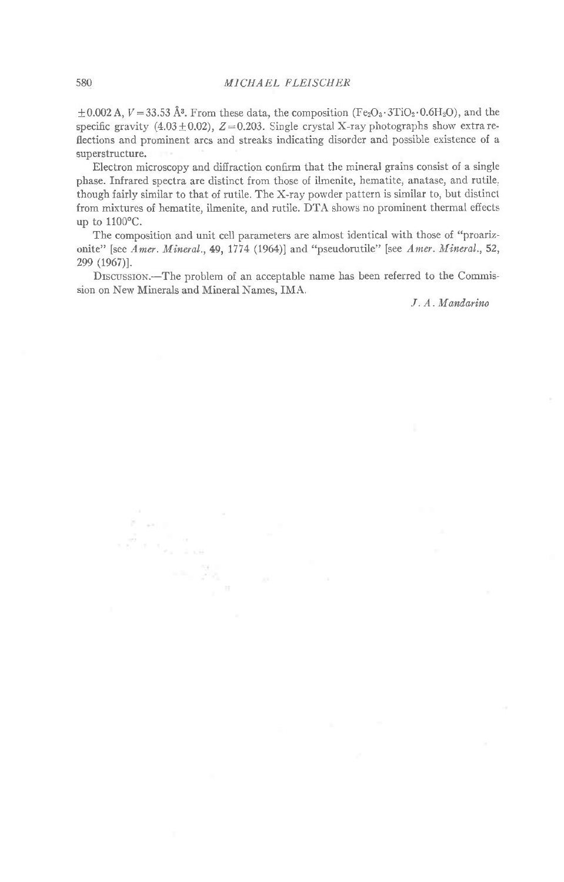$\pm 0.002$ A, $V = 33.53$ Å$^3$. From these data, the composition ($Fe_2O_3 \cdot 3TiO_2 \cdot 0.6H_2O$), and the specific gravity ($4.03 \pm 0.02$), $Z = 0.203$. Single crystal X-ray photographs show extra reflections and prominent arcs and streaks indicating disorder and possible existence of a superstructure.

Electron microscopy and diffraction confirm that the mineral grains consist of a single phase. Infrared spectra are distinct from those of ilmenite, hematite, anatase, and rutile, though fairly similar to that of rutile. The X-ray powder pattern is similar to, but distinct from mixtures of hematite, ilmenite, and rutile. DTA shows no prominent thermal effects up to 1100°C.

The composition and unit cell parameters are almost identical with those of "proarizonite" [see *Amer. Mineral.*, **49**, 1774 (1964)] and "pseudorutile" [see *Amer. Mineral.*, **52**, 299 (1967)].

Discussion.—The problem of an acceptable name has been referred to the Commission on New Minerals and Mineral Names, IMA.

*J. A. Mandarino*